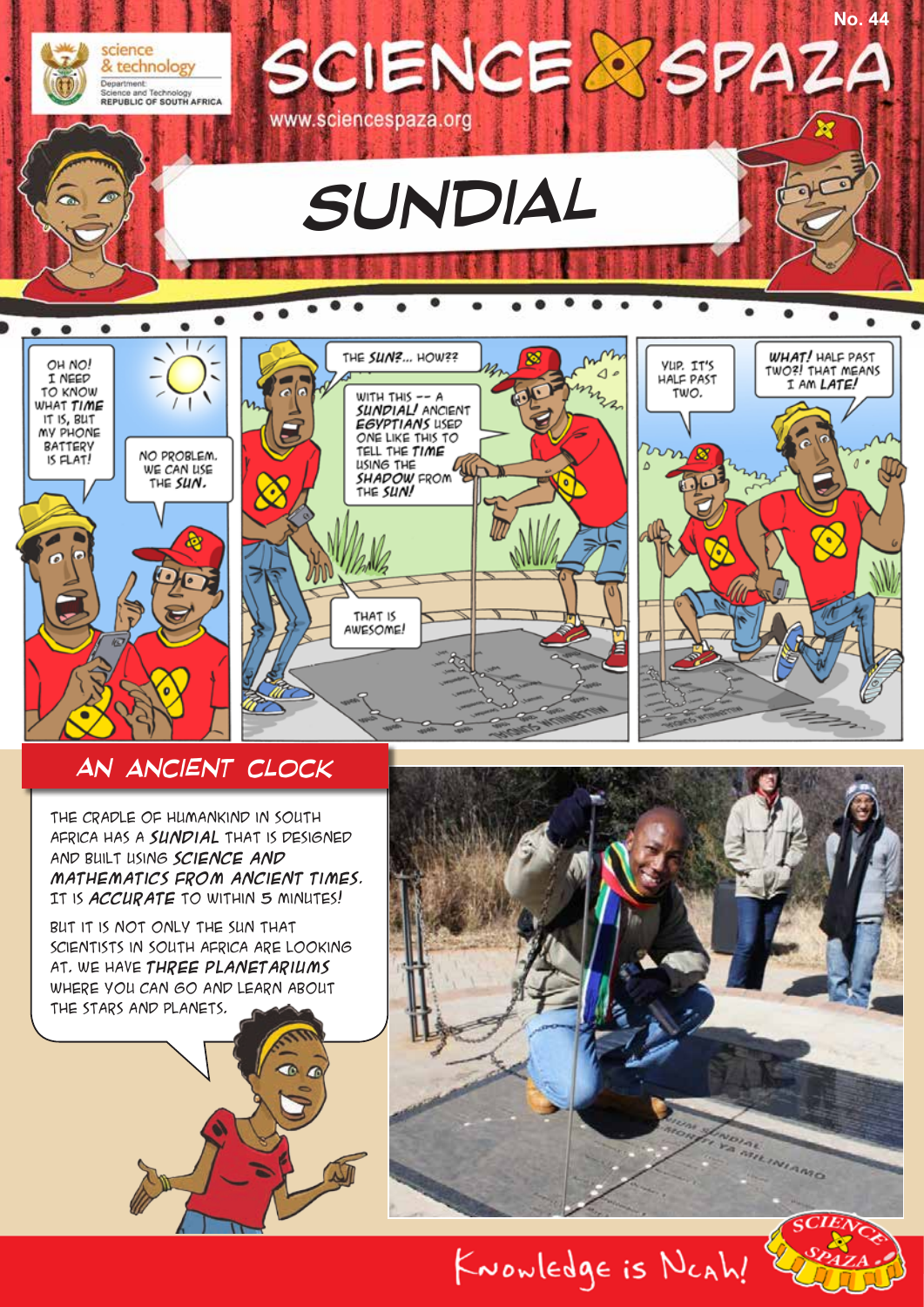# SCIENCE SPAZA

No. 44

www.sciencespaza.org

## SUNDIAL

OH NO! I NEED TO KNOW WHAT *TIME* IT IS, BUT MY PHONE BATTERY IS FLAT!

NO PROBLEM. WE CAN USE THE *SUN*.

THE *SUN*?... HOW??

WITH THIS -- A *SUNDIAL!* ANCIENT *EGYPTIANS* USED ONE LIKE THIS TO TELL THE *TIME* USING THE *SHADOW* FROM THE *SUN!*

THAT IS AWESOME!

YUP. IT'S HALF PAST TWO.

*WHAT!* HALF PAST TWO?! THAT MEANS I AM *LATE!*

## AN ANCIENT CLOCK

THE CRADLE OF HUMANKIND IN SOUTH AFRICA HAS A *SUNDIAL* THAT IS DESIGNED AND BUILT USING *SCIENCE AND MATHEMATICS FROM ANCIENT TIMES*. IT IS *ACCURATE* TO WITHIN 5 MINUTES!

BUT IT IS NOT ONLY THE SUN THAT SCIENTISTS IN SOUTH AFRICA ARE LOOKING AT. WE HAVE *THREE PLANETARIUMS* WHERE YOU CAN GO AND LEARN ABOUT THE STARS AND PLANETS.

Knowledge is Ncah!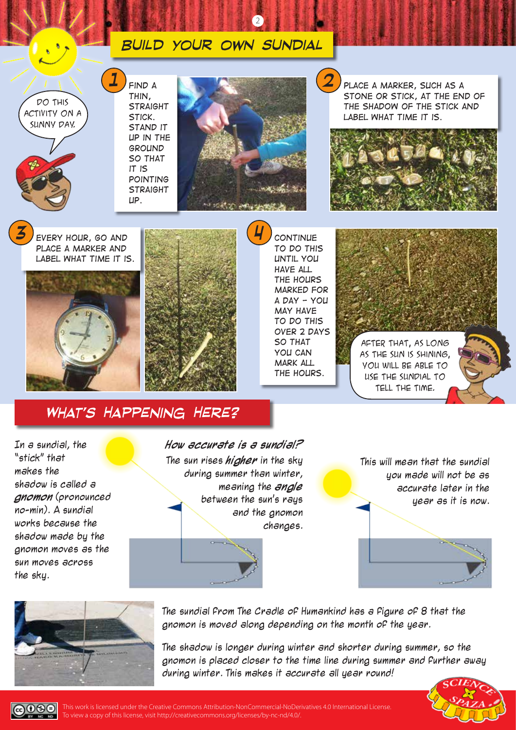# BUILD YOUR OWN SUNDIAL

DO THIS ACTIVITY ON A SUNNY DAY.

**1** FIND A THIN, STRAIGHT STICK. STAND IT UP IN THE GROUND SO THAT IT IS POINTING STRAIGHT UP.

**2** PLACE A MARKER, SUCH AS A STONE OR STICK, AT THE END OF THE SHADOW OF THE STICK AND LABEL WHAT TIME IT IS.

**3** EVERY HOUR, GO AND PLACE A MARKER AND LABEL WHAT TIME IT IS.

**4** CONTINUE TO DO THIS UNTIL YOU HAVE ALL THE HOURS MARKED FOR A DAY – YOU MAY HAVE TO DO THIS OVER 2 DAYS SO THAT YOU CAN MARK ALL THE HOURS.

AFTER THAT, AS LONG AS THE SUN IS SHINING, YOU WILL BE ABLE TO USE THE SUNDIAL TO TELL THE TIME.

## WHAT'S HAPPENING HERE?

In a sundial, the "stick" that makes the shadow is called a ***gnomon*** (pronounced no-min). A sundial works because the shadow made by the gnomon moves as the sun moves across the sky.

### *How accurate is a sundial?*

The sun rises ***higher*** in the sky during summer than winter, meaning the ***angle*** between the sun's rays and the gnomon changes.

This will mean that the sundial you made will not be as accurate later in the year as it is now.

The sundial from The Cradle of Humankind has a figure of 8 that the gnomon is moved along depending on the month of the year.

The shadow is longer during winter and shorter during summer, so the gnomon is placed closer to the time line during summer and further away during winter. This makes it accurate all year round!

This work is licensed under the Creative Commons Attribution-NonCommercial-NoDerivatives 4.0 International License. To view a copy of this license, visit http://creativecommons.org/licenses/by-nc-nd/4.0/.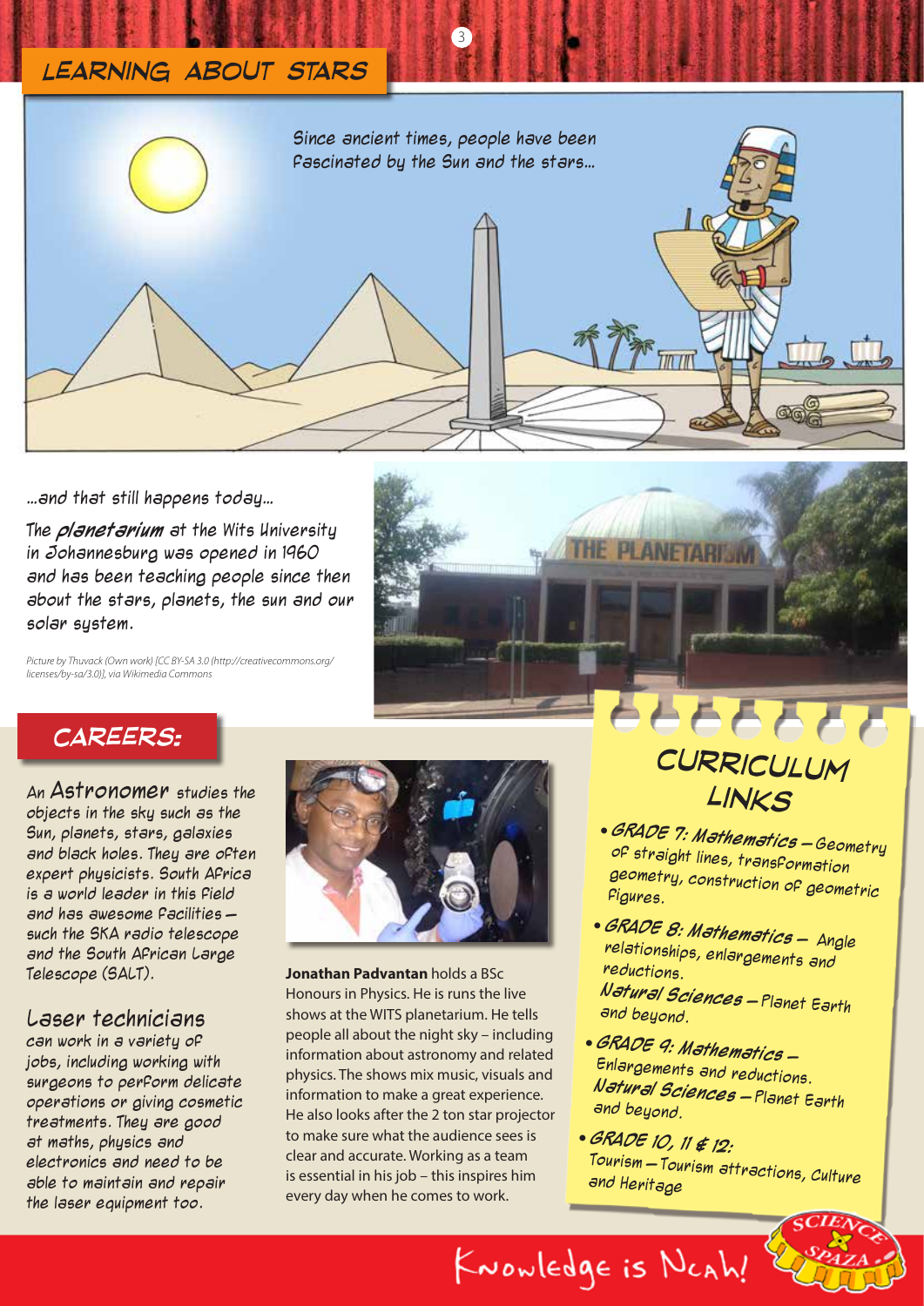# LEARNING ABOUT STARS

Since ancient times, people have been fascinated by the Sun and the stars...

...and that still happens today...

The ***planetarium*** at the Wits University in Johannesburg was opened in 1960 and has been teaching people since then about the stars, planets, the sun and our solar system.

*Picture by Thuvack (Own work) [CC BY-SA 3.0 (http://creativecommons.org/licenses/by-sa/3.0)], via Wikimedia Commons*

## CAREERS:

An **Astronomer** studies the objects in the sky such as the Sun, planets, stars, galaxies and black holes. They are often expert physicists. South Africa is a world leader in this field and has awesome facilities – such the SKA radio telescope and the South African Large Telescope (SALT).

**Laser technicians** can work in a variety of jobs, including working with surgeons to perform delicate operations or giving cosmetic treatments. They are good at maths, physics and electronics and need to be able to maintain and repair the laser equipment too.

**Jonathan Padvantan** holds a BSc Honours in Physics. He is runs the live shows at the WITS planetarium. He tells people all about the night sky – including information about astronomy and related physics. The shows mix music, visuals and information to make a great experience. He also looks after the 2 ton star projector to make sure what the audience sees is clear and accurate. Working as a team is essential in his job – this inspires him every day when he comes to work.

## CURRICULUM LINKS

- ***GRADE 7: Mathematics*** – Geometry of straight lines, transformation geometry, construction of geometric figures.
- ***GRADE 8: Mathematics*** – Angle relationships, enlargements and reductions.
  ***Natural Sciences*** – Planet Earth and beyond.
- ***GRADE 9: Mathematics*** – Enlargements and reductions.
  ***Natural Sciences*** – Planet Earth and beyond.
- ***GRADE 10, 11 & 12:*** Tourism – Tourism attractions, Culture and Heritage

Knowledge is Ncah!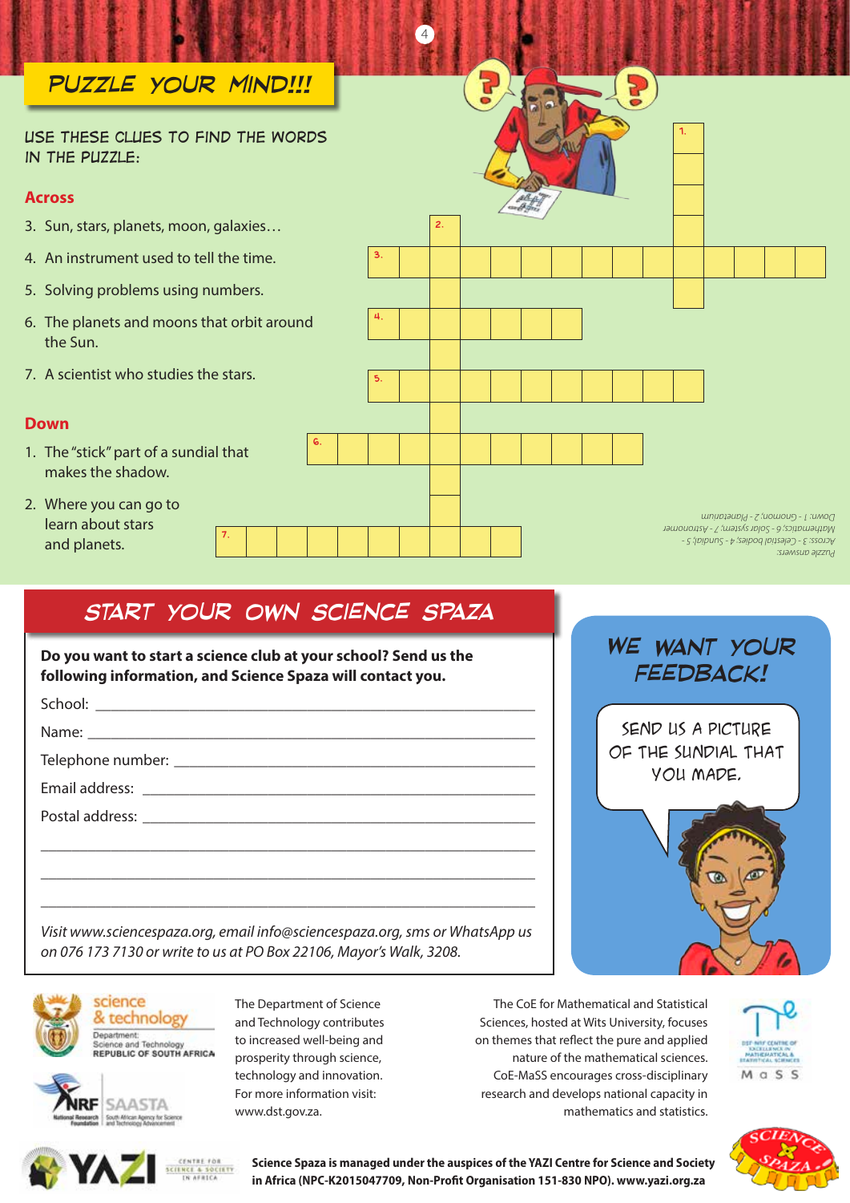# PUZZLE YOUR MIND!!!

USE THESE CLUES TO FIND THE WORDS IN THE PUZZLE:

**Across**

3. Sun, stars, planets, moon, galaxies…
4. An instrument used to tell the time.
5. Solving problems using numbers.
6. The planets and moons that orbit around the Sun.
7. A scientist who studies the stars.

**Down**

1. The "stick" part of a sundial that makes the shadow.
2. Where you can go to learn about stars and planets.

*Puzzle answers: Across: 3 - Celestial bodies; 4 - Sundial; 5 - Mathematics; 6 - Solar system; 7 - Astronomer Down: 1 - Gnomon; 2 - Planetarium*

## START YOUR OWN SCIENCE SPAZA

**Do you want to start a science club at your school? Send us the following information, and Science Spaza will contact you.**

School: ______________________________

Name: ______________________________

Telephone number: ______________________________

Email address: ______________________________

Postal address: ______________________________

______________________________

______________________________

______________________________

*Visit www.sciencespaza.org, email info@sciencespaza.org, sms or WhatsApp us on 076 173 7130 or write to us at PO Box 22106, Mayor's Walk, 3208.*

## WE WANT YOUR FEEDBACK!

SEND US A PICTURE OF THE SUNDIAL THAT YOU MADE.

science & technology
Department: Science and Technology
REPUBLIC OF SOUTH AFRICA

NRF SAASTA

The Department of Science and Technology contributes to increased well-being and prosperity through science, technology and innovation. For more information visit: www.dst.gov.za.

The CoE for Mathematical and Statistical Sciences, hosted at Wits University, focuses on themes that reflect the pure and applied nature of the mathematical sciences. CoE-MaSS encourages cross-disciplinary research and develops national capacity in mathematics and statistics.

DST-NRF CENTRE OF EXCELLENCE IN MATHEMATICAL & STATISTICAL SCIENCES
MaSS

YAZI CENTRE FOR SCIENCE & SOCIETY IN AFRICA

**Science Spaza is managed under the auspices of the YAZI Centre for Science and Society in Africa (NPC-K2015047709, Non-Profit Organisation 151-830 NPO). www.yazi.org.za**